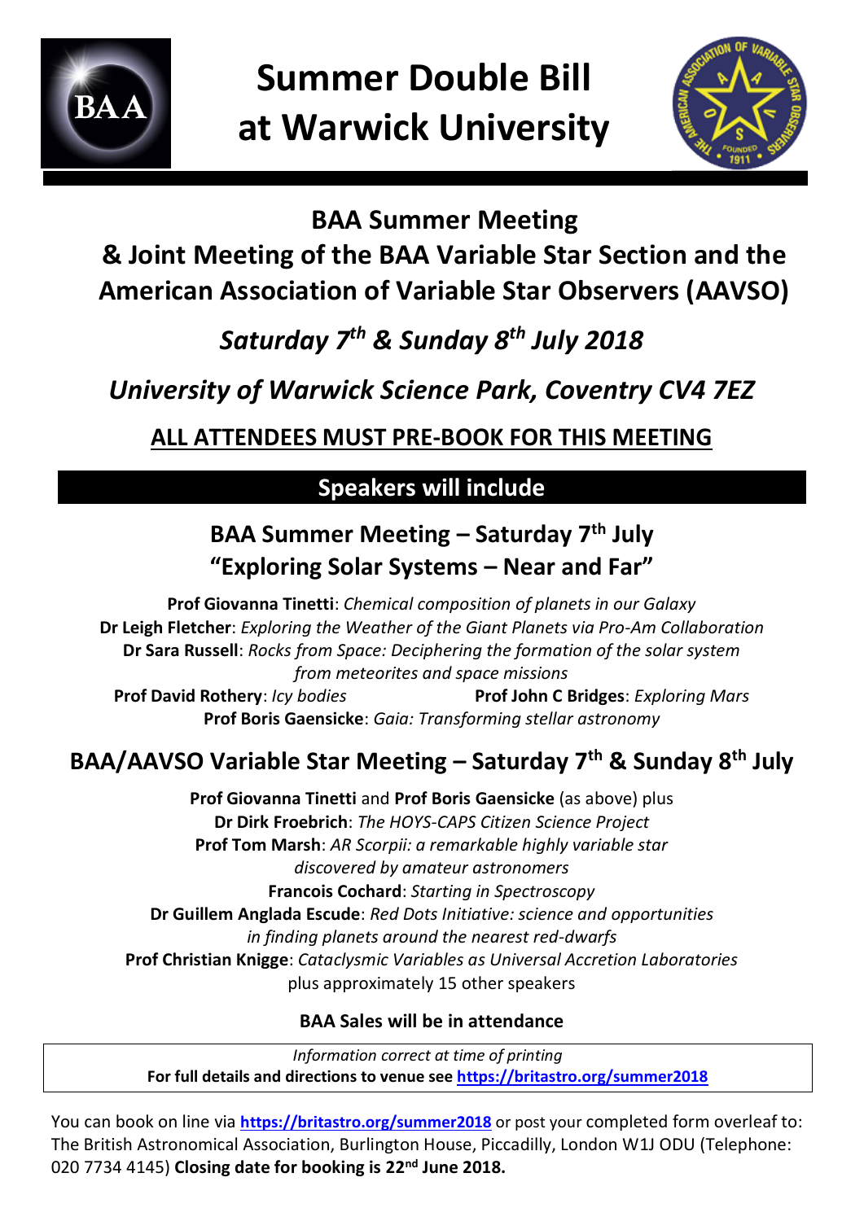# Summer Double Bill at Warwick University

## BAA Summer Meeting
## & Joint Meeting of the BAA Variable Star Section and the American Association of Variable Star Observers (AAVSO)

***Saturday 7th & Sunday 8th July 2018***

***University of Warwick Science Park, Coventry CV4 7EZ***

**ALL ATTENDEES MUST PRE-BOOK FOR THIS MEETING**

## Speakers will include

### BAA Summer Meeting – Saturday 7th July
### "Exploring Solar Systems – Near and Far"

**Prof Giovanna Tinetti**: *Chemical composition of planets in our Galaxy*
**Dr Leigh Fletcher**: *Exploring the Weather of the Giant Planets via Pro-Am Collaboration*
**Dr Sara Russell**: *Rocks from Space: Deciphering the formation of the solar system from meteorites and space missions*
**Prof David Rothery**: *Icy bodies*
**Prof John C Bridges**: *Exploring Mars*
**Prof Boris Gaensicke**: *Gaia: Transforming stellar astronomy*

### BAA/AAVSO Variable Star Meeting – Saturday 7th & Sunday 8th July

**Prof Giovanna Tinetti** and **Prof Boris Gaensicke** (as above) plus
**Dr Dirk Froebrich**: *The HOYS-CAPS Citizen Science Project*
**Prof Tom Marsh**: *AR Scorpii: a remarkable highly variable star discovered by amateur astronomers*
**Francois Cochard**: *Starting in Spectroscopy*
**Dr Guillem Anglada Escude**: *Red Dots Initiative: science and opportunities in finding planets around the nearest red-dwarfs*
**Prof Christian Knigge**: *Cataclysmic Variables as Universal Accretion Laboratories*
plus approximately 15 other speakers

**BAA Sales will be in attendance**

*Information correct at time of printing*
**For full details and directions to venue see https://britastro.org/summer2018**

You can book on line via **https://britastro.org/summer2018** or post your completed form overleaf to: The British Astronomical Association, Burlington House, Piccadilly, London W1J ODU (Telephone: 020 7734 4145) **Closing date for booking is 22nd June 2018.**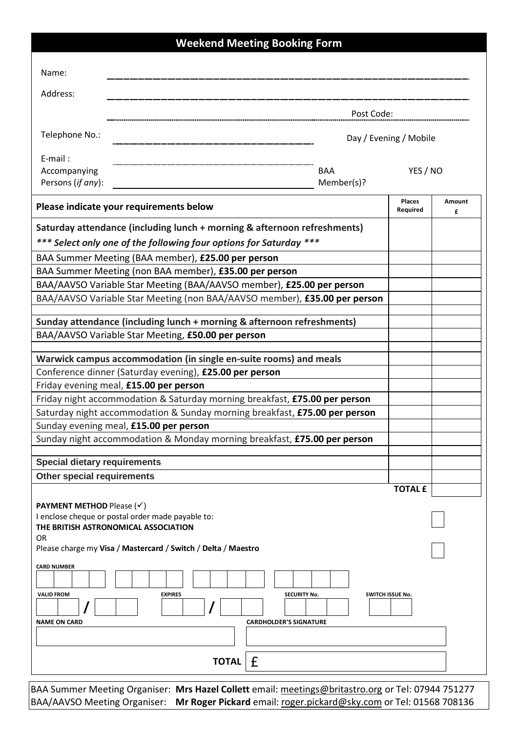## Weekend Meeting Booking Form

Name: ______________________________

Address: ______________________________

Post Code: ______________

Telephone No.: ______________________ Day / Evening / Mobile

E-mail : ______________________

Accompanying Persons (*if any*): ______________________ BAA Member(s)? YES / NO

| Please indicate your requirements below | Places Required | Amount £ |
|---|---|---|
| **Saturday attendance (including lunch + morning & afternoon refreshments)** *** Select only one of the following four options for Saturday *** | | |
| BAA Summer Meeting (BAA member), **£25.00 per person** | | |
| BAA Summer Meeting (non BAA member), **£35.00 per person** | | |
| BAA/AAVSO Variable Star Meeting (BAA/AAVSO member), **£25.00 per person** | | |
| BAA/AAVSO Variable Star Meeting (non BAA/AAVSO member), **£35.00 per person** | | |
| | | |
| **Sunday attendance (including lunch + morning & afternoon refreshments)** | | |
| BAA/AAVSO Variable Star Meeting, **£50.00 per person** | | |
| | | |
| **Warwick campus accommodation (in single en-suite rooms) and meals** | | |
| Conference dinner (Saturday evening), **£25.00 per person** | | |
| Friday evening meal, **£15.00 per person** | | |
| Friday night accommodation & Saturday morning breakfast, **£75.00 per person** | | |
| Saturday night accommodation & Sunday morning breakfast, **£75.00 per person** | | |
| Sunday evening meal, **£15.00 per person** | | |
| Sunday night accommodation & Monday morning breakfast, **£75.00 per person** | | |
| | | |
| **Special dietary requirements** | | |
| **Other special requirements** | | |
| | **TOTAL £** | |

**PAYMENT METHOD** Please (✓)

I enclose cheque or postal order made payable to: **THE BRITISH ASTRONOMICAL ASSOCIATION** ☐

OR

Please charge my **Visa** / **Mastercard** / **Switch** / **Delta** / **Maestro** ☐

**CARD NUMBER**

**VALID FROM** / **EXPIRES** / **SECURITY No.** **SWITCH ISSUE No.**

**NAME ON CARD** **CARDHOLDER'S SIGNATURE**

**TOTAL** £

BAA Summer Meeting Organiser: **Mrs Hazel Collett** email: meetings@britastro.org or Tel: 07944 751277
BAA/AAVSO Meeting Organiser: **Mr Roger Pickard** email: roger.pickard@sky.com or Tel: 01568 708136